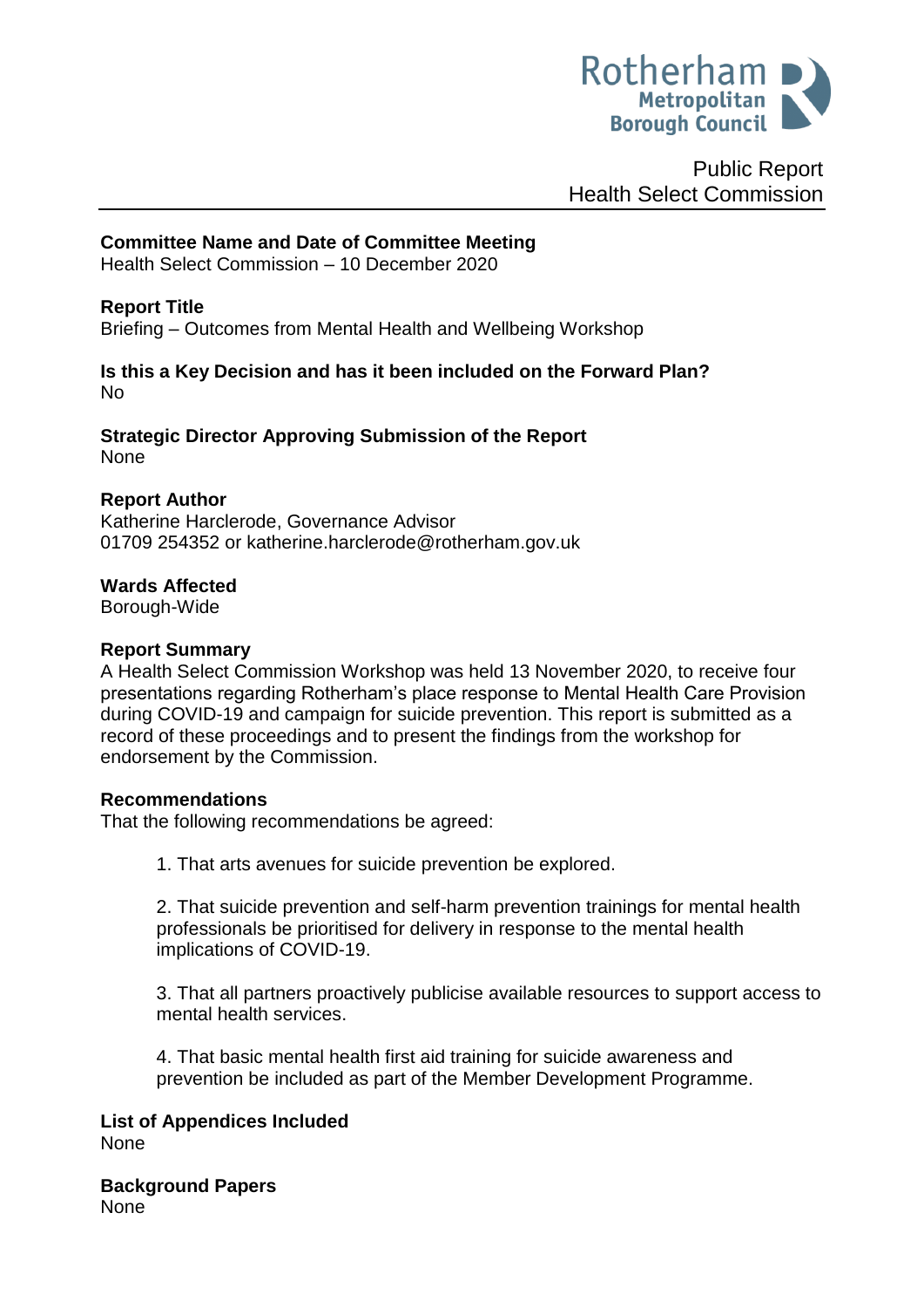Rotherham Metropolitan Borough Council

Public Report
Health Select Commission

**Committee Name and Date of Committee Meeting**
Health Select Commission – 10 December 2020

**Report Title**
Briefing – Outcomes from Mental Health and Wellbeing Workshop

**Is this a Key Decision and has it been included on the Forward Plan?**
No

**Strategic Director Approving Submission of the Report**
None

**Report Author**
Katherine Harclerode, Governance Advisor
01709 254352 or katherine.harclerode@rotherham.gov.uk

**Wards Affected**
Borough-Wide

**Report Summary**
A Health Select Commission Workshop was held 13 November 2020, to receive four presentations regarding Rotherham's place response to Mental Health Care Provision during COVID-19 and campaign for suicide prevention. This report is submitted as a record of these proceedings and to present the findings from the workshop for endorsement by the Commission.

**Recommendations**
That the following recommendations be agreed:

1. That arts avenues for suicide prevention be explored.

2. That suicide prevention and self-harm prevention trainings for mental health professionals be prioritised for delivery in response to the mental health implications of COVID-19.

3. That all partners proactively publicise available resources to support access to mental health services.

4. That basic mental health first aid training for suicide awareness and prevention be included as part of the Member Development Programme.

**List of Appendices Included**
None

**Background Papers**
None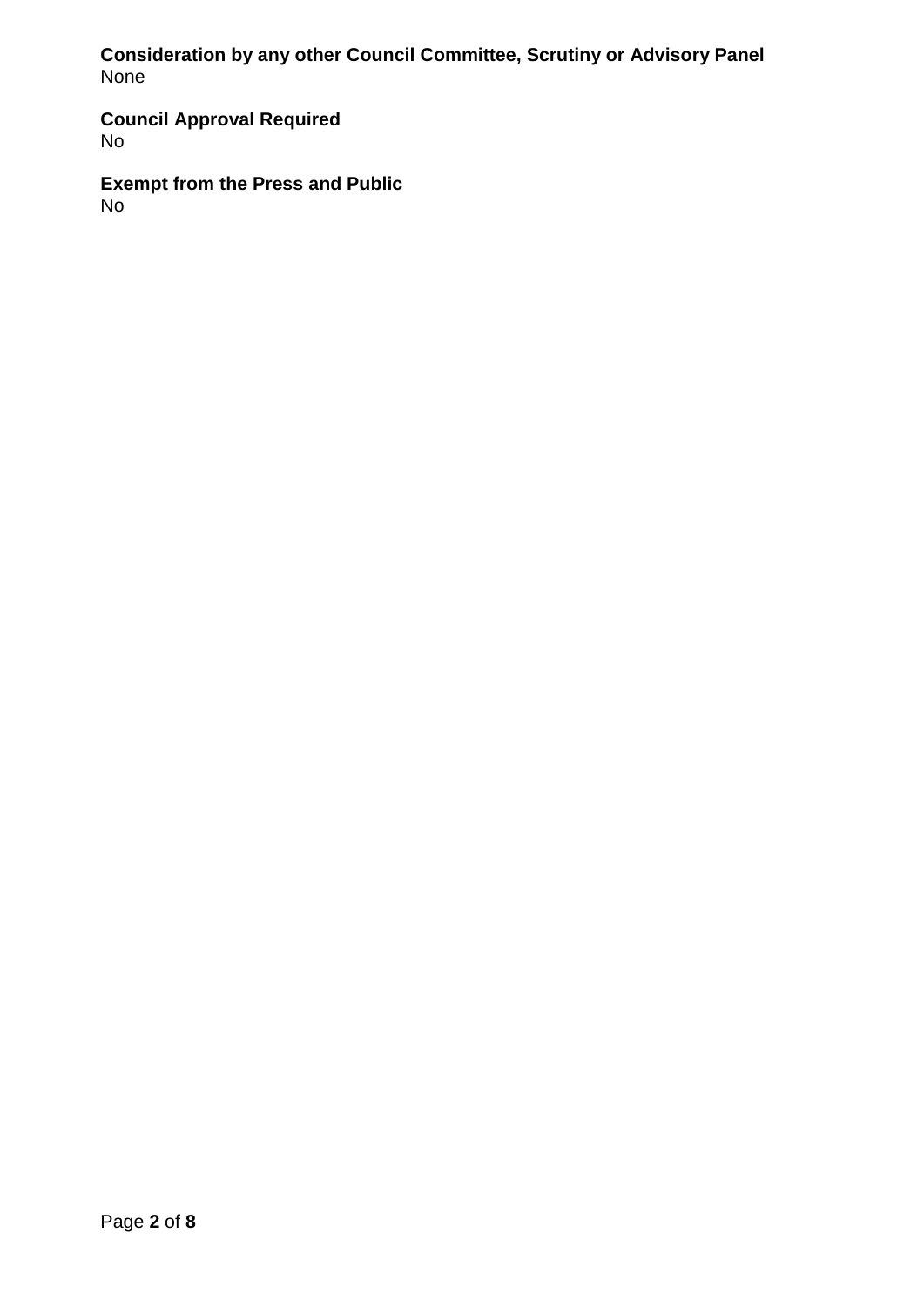**Consideration by any other Council Committee, Scrutiny or Advisory Panel**
None

**Council Approval Required**
No

**Exempt from the Press and Public**
No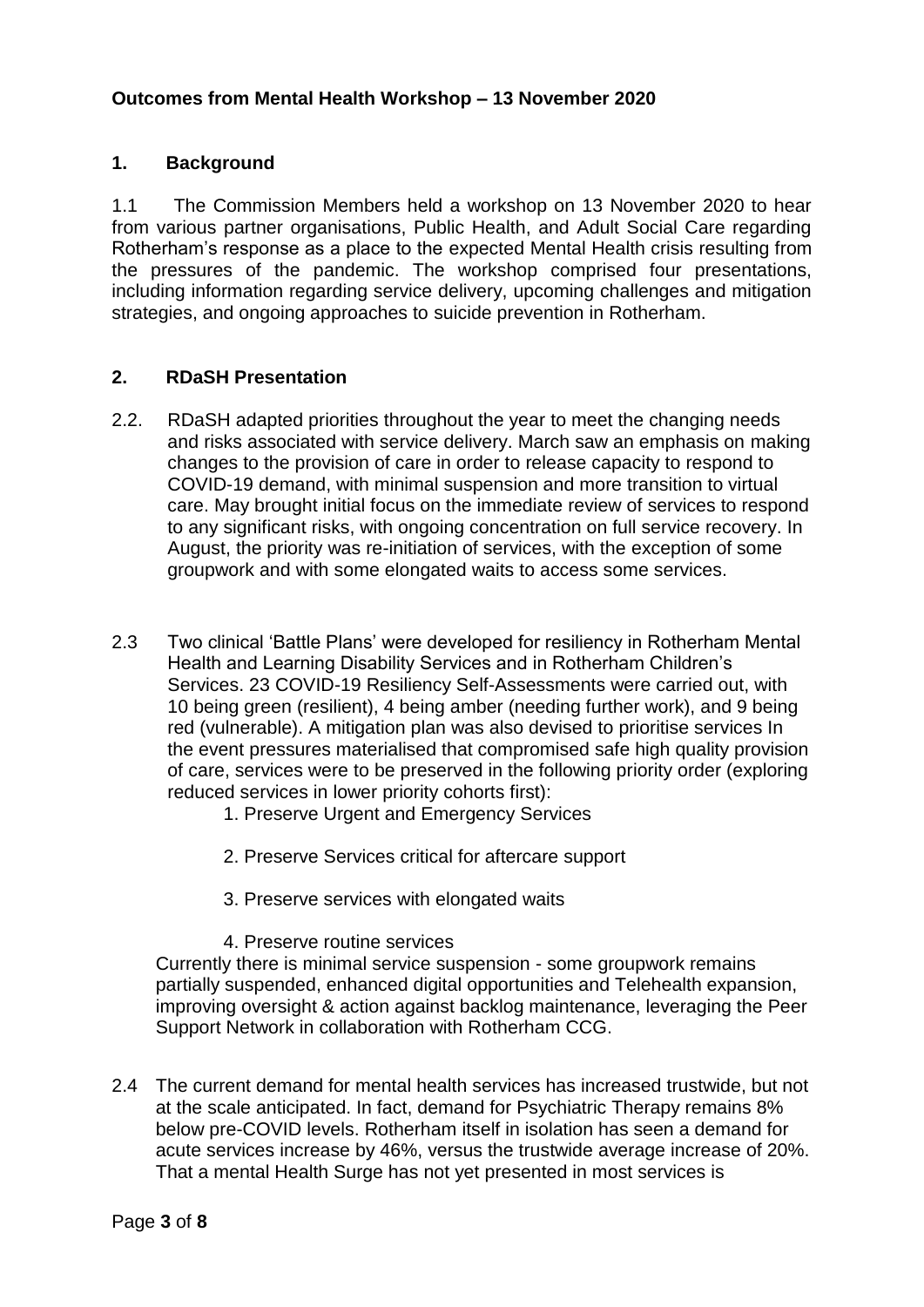**Outcomes from Mental Health Workshop – 13 November 2020**

## 1. Background

1.1 The Commission Members held a workshop on 13 November 2020 to hear from various partner organisations, Public Health, and Adult Social Care regarding Rotherham's response as a place to the expected Mental Health crisis resulting from the pressures of the pandemic. The workshop comprised four presentations, including information regarding service delivery, upcoming challenges and mitigation strategies, and ongoing approaches to suicide prevention in Rotherham.

## 2. RDaSH Presentation

2.2. RDaSH adapted priorities throughout the year to meet the changing needs and risks associated with service delivery. March saw an emphasis on making changes to the provision of care in order to release capacity to respond to COVID-19 demand, with minimal suspension and more transition to virtual care. May brought initial focus on the immediate review of services to respond to any significant risks, with ongoing concentration on full service recovery. In August, the priority was re-initiation of services, with the exception of some groupwork and with some elongated waits to access some services.

2.3 Two clinical 'Battle Plans' were developed for resiliency in Rotherham Mental Health and Learning Disability Services and in Rotherham Children's Services. 23 COVID-19 Resiliency Self-Assessments were carried out, with 10 being green (resilient), 4 being amber (needing further work), and 9 being red (vulnerable). A mitigation plan was also devised to prioritise services In the event pressures materialised that compromised safe high quality provision of care, services were to be preserved in the following priority order (exploring reduced services in lower priority cohorts first):

1. Preserve Urgent and Emergency Services
2. Preserve Services critical for aftercare support
3. Preserve services with elongated waits
4. Preserve routine services

Currently there is minimal service suspension - some groupwork remains partially suspended, enhanced digital opportunities and Telehealth expansion, improving oversight & action against backlog maintenance, leveraging the Peer Support Network in collaboration with Rotherham CCG.

2.4 The current demand for mental health services has increased trustwide, but not at the scale anticipated. In fact, demand for Psychiatric Therapy remains 8% below pre-COVID levels. Rotherham itself in isolation has seen a demand for acute services increase by 46%, versus the trustwide average increase of 20%. That a mental Health Surge has not yet presented in most services is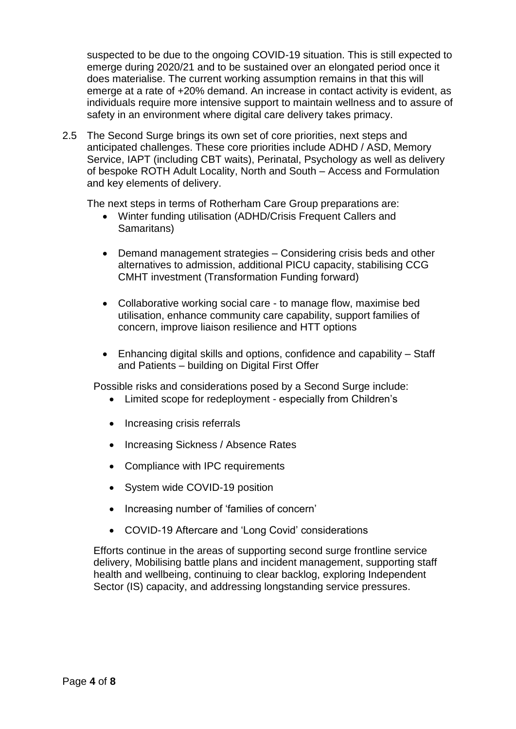suspected to be due to the ongoing COVID-19 situation. This is still expected to emerge during 2020/21 and to be sustained over an elongated period once it does materialise. The current working assumption remains in that this will emerge at a rate of +20% demand. An increase in contact activity is evident, as individuals require more intensive support to maintain wellness and to assure of safety in an environment where digital care delivery takes primacy.

2.5 The Second Surge brings its own set of core priorities, next steps and anticipated challenges. These core priorities include ADHD / ASD, Memory Service, IAPT (including CBT waits), Perinatal, Psychology as well as delivery of bespoke ROTH Adult Locality, North and South – Access and Formulation and key elements of delivery.

The next steps in terms of Rotherham Care Group preparations are:

- Winter funding utilisation (ADHD/Crisis Frequent Callers and Samaritans)
- Demand management strategies – Considering crisis beds and other alternatives to admission, additional PICU capacity, stabilising CCG CMHT investment (Transformation Funding forward)
- Collaborative working social care - to manage flow, maximise bed utilisation, enhance community care capability, support families of concern, improve liaison resilience and HTT options
- Enhancing digital skills and options, confidence and capability – Staff and Patients – building on Digital First Offer

Possible risks and considerations posed by a Second Surge include:

- Limited scope for redeployment - especially from Children's
- Increasing crisis referrals
- Increasing Sickness / Absence Rates
- Compliance with IPC requirements
- System wide COVID-19 position
- Increasing number of 'families of concern'
- COVID-19 Aftercare and 'Long Covid' considerations

Efforts continue in the areas of supporting second surge frontline service delivery, Mobilising battle plans and incident management, supporting staff health and wellbeing, continuing to clear backlog, exploring Independent Sector (IS) capacity, and addressing longstanding service pressures.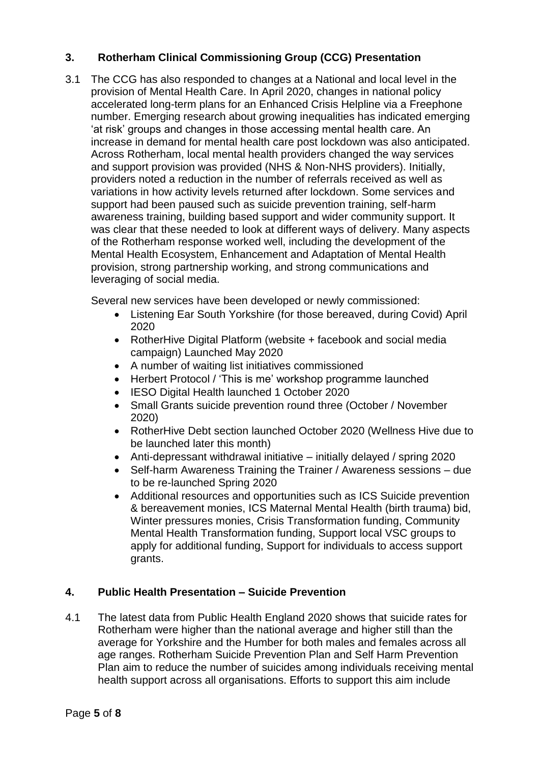## 3. Rotherham Clinical Commissioning Group (CCG) Presentation

3.1 The CCG has also responded to changes at a National and local level in the provision of Mental Health Care. In April 2020, changes in national policy accelerated long-term plans for an Enhanced Crisis Helpline via a Freephone number. Emerging research about growing inequalities has indicated emerging 'at risk' groups and changes in those accessing mental health care. An increase in demand for mental health care post lockdown was also anticipated. Across Rotherham, local mental health providers changed the way services and support provision was provided (NHS & Non-NHS providers). Initially, providers noted a reduction in the number of referrals received as well as variations in how activity levels returned after lockdown. Some services and support had been paused such as suicide prevention training, self-harm awareness training, building based support and wider community support. It was clear that these needed to look at different ways of delivery. Many aspects of the Rotherham response worked well, including the development of the Mental Health Ecosystem, Enhancement and Adaptation of Mental Health provision, strong partnership working, and strong communications and leveraging of social media.

Several new services have been developed or newly commissioned:

- Listening Ear South Yorkshire (for those bereaved, during Covid) April 2020
- RotherHive Digital Platform (website + facebook and social media campaign) Launched May 2020
- A number of waiting list initiatives commissioned
- Herbert Protocol / 'This is me' workshop programme launched
- IESO Digital Health launched 1 October 2020
- Small Grants suicide prevention round three (October / November 2020)
- RotherHive Debt section launched October 2020 (Wellness Hive due to be launched later this month)
- Anti-depressant withdrawal initiative – initially delayed / spring 2020
- Self-harm Awareness Training the Trainer / Awareness sessions – due to be re-launched Spring 2020
- Additional resources and opportunities such as ICS Suicide prevention & bereavement monies, ICS Maternal Mental Health (birth trauma) bid, Winter pressures monies, Crisis Transformation funding, Community Mental Health Transformation funding, Support local VSC groups to apply for additional funding, Support for individuals to access support grants.

## 4. Public Health Presentation – Suicide Prevention

4.1 The latest data from Public Health England 2020 shows that suicide rates for Rotherham were higher than the national average and higher still than the average for Yorkshire and the Humber for both males and females across all age ranges. Rotherham Suicide Prevention Plan and Self Harm Prevention Plan aim to reduce the number of suicides among individuals receiving mental health support across all organisations. Efforts to support this aim include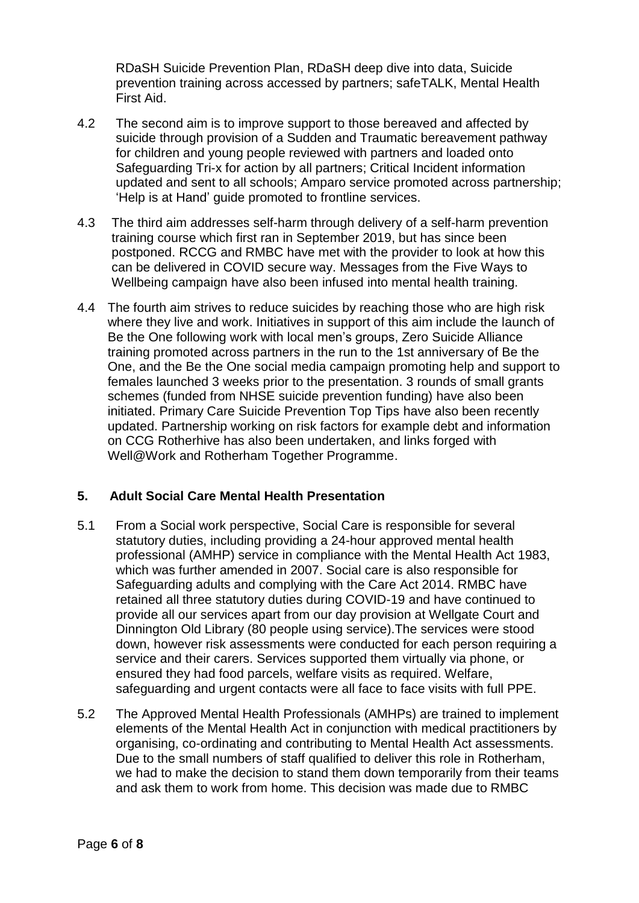RDaSH Suicide Prevention Plan, RDaSH deep dive into data, Suicide prevention training across accessed by partners; safeTALK, Mental Health First Aid.

4.2 The second aim is to improve support to those bereaved and affected by suicide through provision of a Sudden and Traumatic bereavement pathway for children and young people reviewed with partners and loaded onto Safeguarding Tri-x for action by all partners; Critical Incident information updated and sent to all schools; Amparo service promoted across partnership; 'Help is at Hand' guide promoted to frontline services.

4.3 The third aim addresses self-harm through delivery of a self-harm prevention training course which first ran in September 2019, but has since been postponed. RCCG and RMBC have met with the provider to look at how this can be delivered in COVID secure way. Messages from the Five Ways to Wellbeing campaign have also been infused into mental health training.

4.4 The fourth aim strives to reduce suicides by reaching those who are high risk where they live and work. Initiatives in support of this aim include the launch of Be the One following work with local men's groups, Zero Suicide Alliance training promoted across partners in the run to the 1st anniversary of Be the One, and the Be the One social media campaign promoting help and support to females launched 3 weeks prior to the presentation. 3 rounds of small grants schemes (funded from NHSE suicide prevention funding) have also been initiated. Primary Care Suicide Prevention Top Tips have also been recently updated. Partnership working on risk factors for example debt and information on CCG Rotherhive has also been undertaken, and links forged with Well@Work and Rotherham Together Programme.

## 5. Adult Social Care Mental Health Presentation

5.1 From a Social work perspective, Social Care is responsible for several statutory duties, including providing a 24-hour approved mental health professional (AMHP) service in compliance with the Mental Health Act 1983, which was further amended in 2007. Social care is also responsible for Safeguarding adults and complying with the Care Act 2014. RMBC have retained all three statutory duties during COVID-19 and have continued to provide all our services apart from our day provision at Wellgate Court and Dinnington Old Library (80 people using service).The services were stood down, however risk assessments were conducted for each person requiring a service and their carers. Services supported them virtually via phone, or ensured they had food parcels, welfare visits as required. Welfare, safeguarding and urgent contacts were all face to face visits with full PPE.

5.2 The Approved Mental Health Professionals (AMHPs) are trained to implement elements of the Mental Health Act in conjunction with medical practitioners by organising, co-ordinating and contributing to Mental Health Act assessments. Due to the small numbers of staff qualified to deliver this role in Rotherham, we had to make the decision to stand them down temporarily from their teams and ask them to work from home. This decision was made due to RMBC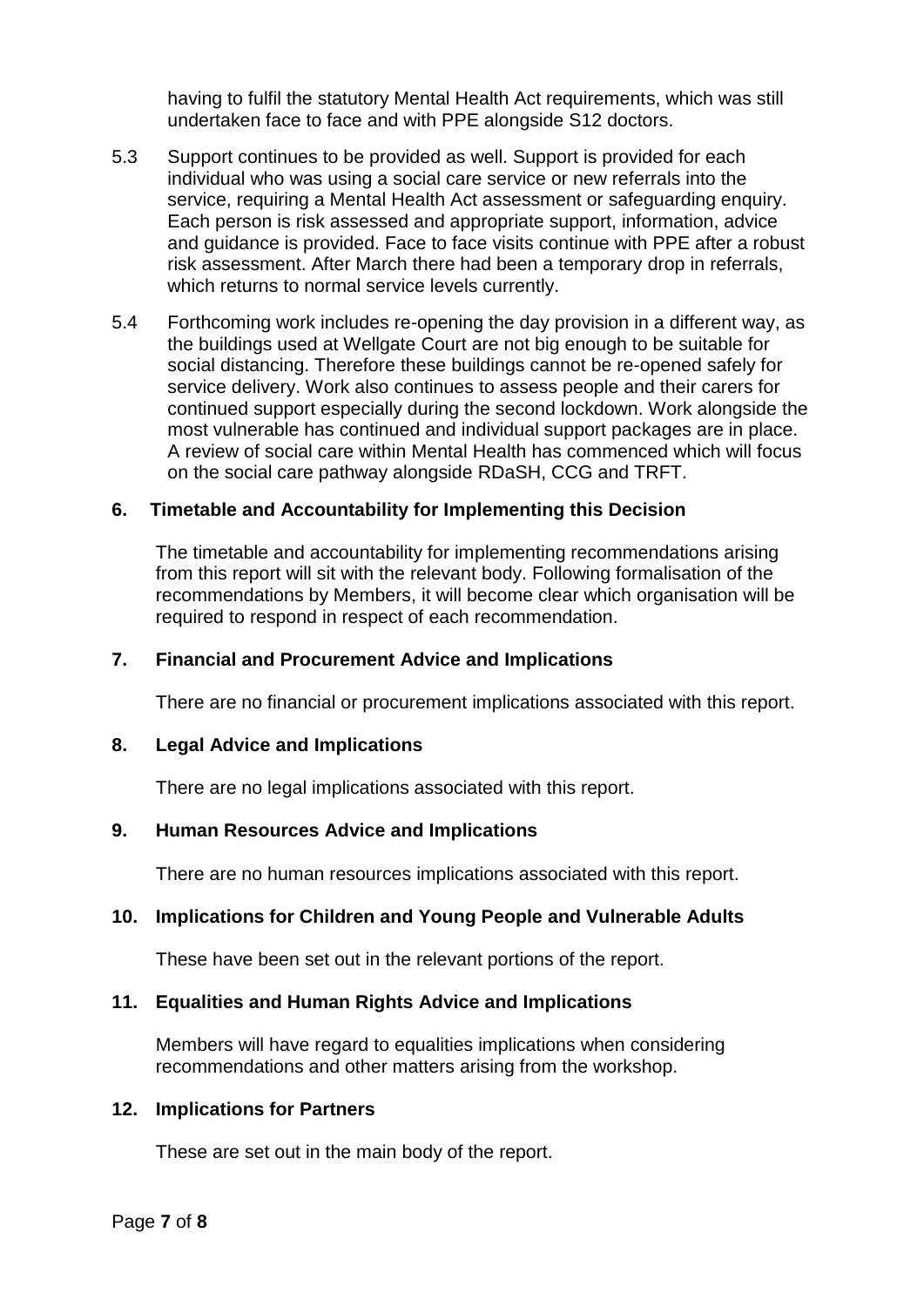having to fulfil the statutory Mental Health Act requirements, which was still undertaken face to face and with PPE alongside S12 doctors.

5.3 Support continues to be provided as well. Support is provided for each individual who was using a social care service or new referrals into the service, requiring a Mental Health Act assessment or safeguarding enquiry. Each person is risk assessed and appropriate support, information, advice and guidance is provided. Face to face visits continue with PPE after a robust risk assessment. After March there had been a temporary drop in referrals, which returns to normal service levels currently.

5.4 Forthcoming work includes re-opening the day provision in a different way, as the buildings used at Wellgate Court are not big enough to be suitable for social distancing. Therefore these buildings cannot be re-opened safely for service delivery. Work also continues to assess people and their carers for continued support especially during the second lockdown. Work alongside the most vulnerable has continued and individual support packages are in place. A review of social care within Mental Health has commenced which will focus on the social care pathway alongside RDaSH, CCG and TRFT.

## 6. Timetable and Accountability for Implementing this Decision

The timetable and accountability for implementing recommendations arising from this report will sit with the relevant body. Following formalisation of the recommendations by Members, it will become clear which organisation will be required to respond in respect of each recommendation.

## 7. Financial and Procurement Advice and Implications

There are no financial or procurement implications associated with this report.

## 8. Legal Advice and Implications

There are no legal implications associated with this report.

## 9. Human Resources Advice and Implications

There are no human resources implications associated with this report.

## 10. Implications for Children and Young People and Vulnerable Adults

These have been set out in the relevant portions of the report.

## 11. Equalities and Human Rights Advice and Implications

Members will have regard to equalities implications when considering recommendations and other matters arising from the workshop.

## 12. Implications for Partners

These are set out in the main body of the report.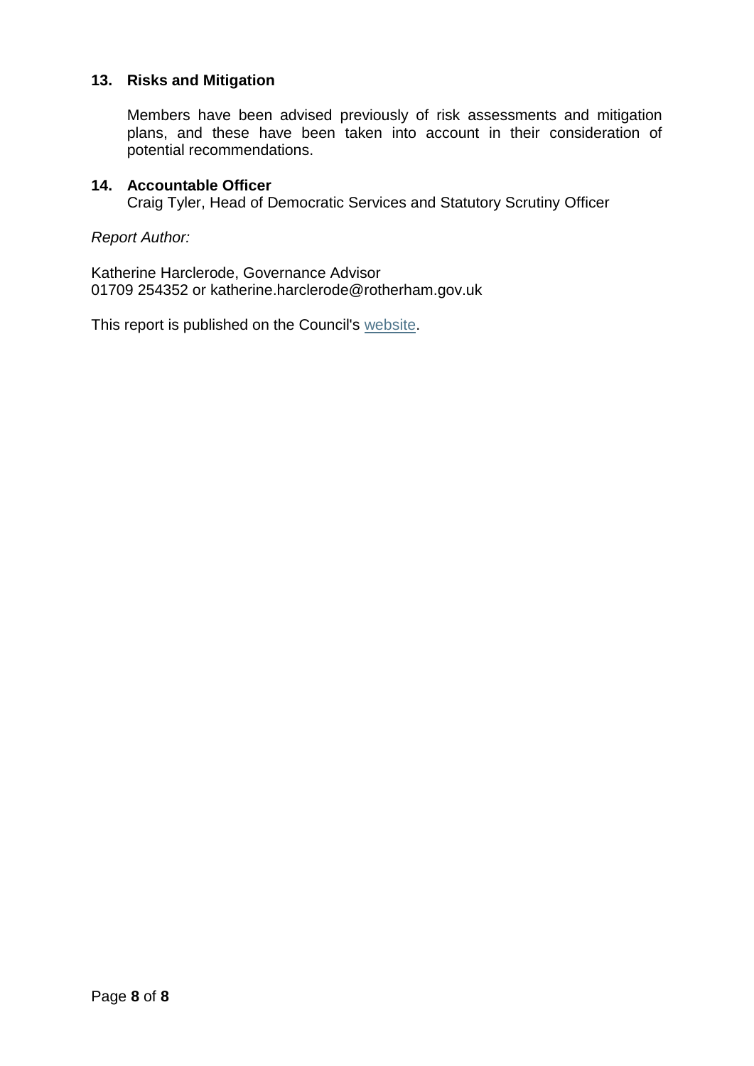## 13. Risks and Mitigation

Members have been advised previously of risk assessments and mitigation plans, and these have been taken into account in their consideration of potential recommendations.

## 14. Accountable Officer

Craig Tyler, Head of Democratic Services and Statutory Scrutiny Officer

*Report Author:*

Katherine Harclerode, Governance Advisor
01709 254352 or katherine.harclerode@rotherham.gov.uk

This report is published on the Council's website.